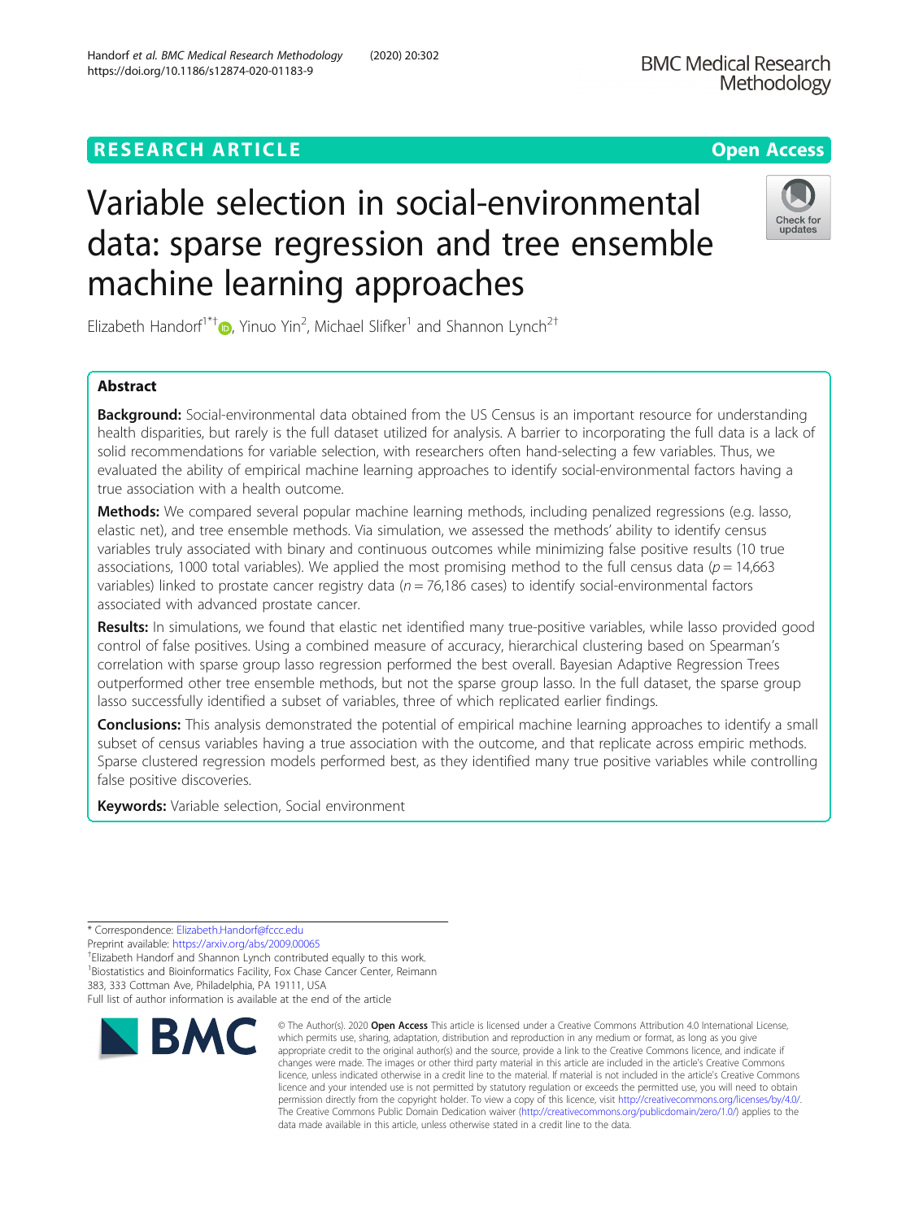RESEARCH ARTICLE

Open Access

# Variable selection in social-environmental data: sparse regression and tree ensemble machine learning approaches

Elizabeth Handorf[1*†], Yinuo Yin[2], Michael Slifker[1] and Shannon Lynch[2†]

## Abstract

**Background:** Social-environmental data obtained from the US Census is an important resource for understanding health disparities, but rarely is the full dataset utilized for analysis. A barrier to incorporating the full data is a lack of solid recommendations for variable selection, with researchers often hand-selecting a few variables. Thus, we evaluated the ability of empirical machine learning approaches to identify social-environmental factors having a true association with a health outcome.

**Methods:** We compared several popular machine learning methods, including penalized regressions (e.g. lasso, elastic net), and tree ensemble methods. Via simulation, we assessed the methods' ability to identify census variables truly associated with binary and continuous outcomes while minimizing false positive results (10 true associations, 1000 total variables). We applied the most promising method to the full census data ($p = 14,663$ variables) linked to prostate cancer registry data ($n = 76,186$ cases) to identify social-environmental factors associated with advanced prostate cancer.

**Results:** In simulations, we found that elastic net identified many true-positive variables, while lasso provided good control of false positives. Using a combined measure of accuracy, hierarchical clustering based on Spearman's correlation with sparse group lasso regression performed the best overall. Bayesian Adaptive Regression Trees outperformed other tree ensemble methods, but not the sparse group lasso. In the full dataset, the sparse group lasso successfully identified a subset of variables, three of which replicated earlier findings.

**Conclusions:** This analysis demonstrated the potential of empirical machine learning approaches to identify a small subset of census variables having a true association with the outcome, and that replicate across empiric methods. Sparse clustered regression models performed best, as they identified many true positive variables while controlling false positive discoveries.

**Keywords:** Variable selection, Social environment

---

* Correspondence: Elizabeth.Handorf@fccc.edu
Preprint available: https://arxiv.org/abs/2009.00065
†Elizabeth Handorf and Shannon Lynch contributed equally to this work.
[1]Biostatistics and Bioinformatics Facility, Fox Chase Cancer Center, Reimann 383, 333 Cottman Ave, Philadelphia, PA 19111, USA
Full list of author information is available at the end of the article

© The Author(s). 2020 **Open Access** This article is licensed under a Creative Commons Attribution 4.0 International License, which permits use, sharing, adaptation, distribution and reproduction in any medium or format, as long as you give appropriate credit to the original author(s) and the source, provide a link to the Creative Commons licence, and indicate if changes were made. The images or other third party material in this article are included in the article's Creative Commons licence, unless indicated otherwise in a credit line to the material. If material is not included in the article's Creative Commons licence and your intended use is not permitted by statutory regulation or exceeds the permitted use, you will need to obtain permission directly from the copyright holder. To view a copy of this licence, visit http://creativecommons.org/licenses/by/4.0/. The Creative Commons Public Domain Dedication waiver (http://creativecommons.org/publicdomain/zero/1.0/) applies to the data made available in this article, unless otherwise stated in a credit line to the data.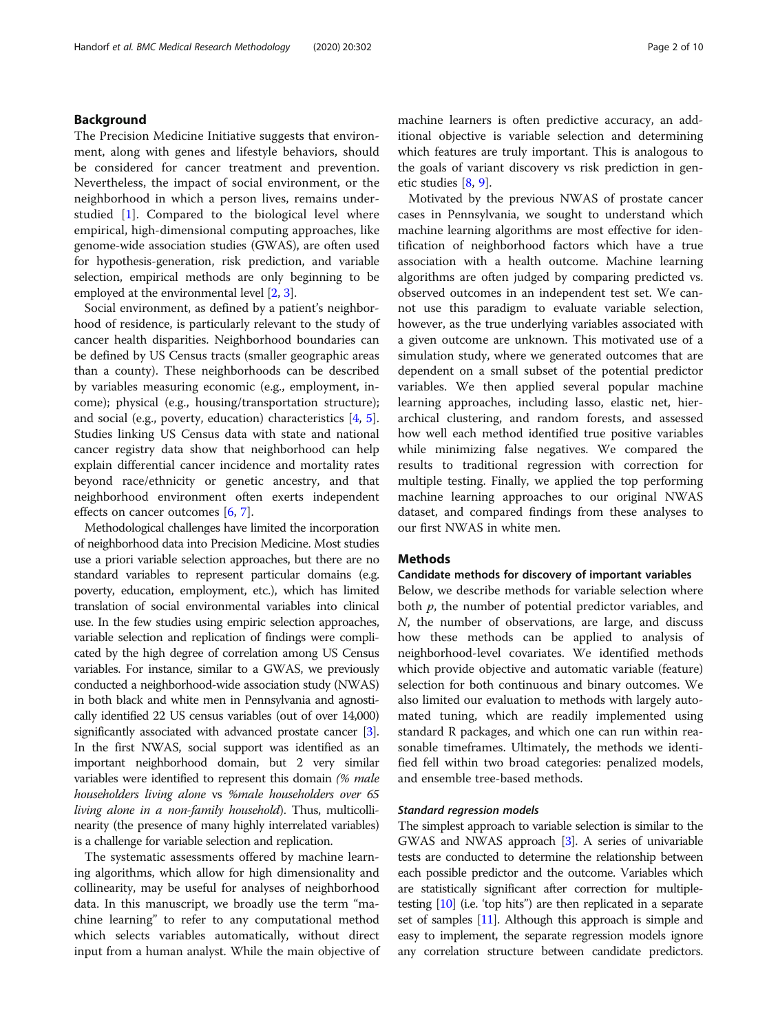## Background

The Precision Medicine Initiative suggests that environment, along with genes and lifestyle behaviors, should be considered for cancer treatment and prevention. Nevertheless, the impact of social environment, or the neighborhood in which a person lives, remains understudied [1]. Compared to the biological level where empirical, high-dimensional computing approaches, like genome-wide association studies (GWAS), are often used for hypothesis-generation, risk prediction, and variable selection, empirical methods are only beginning to be employed at the environmental level [2, 3].

Social environment, as defined by a patient's neighborhood of residence, is particularly relevant to the study of cancer health disparities. Neighborhood boundaries can be defined by US Census tracts (smaller geographic areas than a county). These neighborhoods can be described by variables measuring economic (e.g., employment, income); physical (e.g., housing/transportation structure); and social (e.g., poverty, education) characteristics [4, 5]. Studies linking US Census data with state and national cancer registry data show that neighborhood can help explain differential cancer incidence and mortality rates beyond race/ethnicity or genetic ancestry, and that neighborhood environment often exerts independent effects on cancer outcomes [6, 7].

Methodological challenges have limited the incorporation of neighborhood data into Precision Medicine. Most studies use a priori variable selection approaches, but there are no standard variables to represent particular domains (e.g. poverty, education, employment, etc.), which has limited translation of social environmental variables into clinical use. In the few studies using empiric selection approaches, variable selection and replication of findings were complicated by the high degree of correlation among US Census variables. For instance, similar to a GWAS, we previously conducted a neighborhood-wide association study (NWAS) in both black and white men in Pennsylvania and agnostically identified 22 US census variables (out of over 14,000) significantly associated with advanced prostate cancer [3]. In the first NWAS, social support was identified as an important neighborhood domain, but 2 very similar variables were identified to represent this domain *(% male householders living alone* vs *%male householders over 65 living alone in a non-family household*). Thus, multicollinearity (the presence of many highly interrelated variables) is a challenge for variable selection and replication.

The systematic assessments offered by machine learning algorithms, which allow for high dimensionality and collinearity, may be useful for analyses of neighborhood data. In this manuscript, we broadly use the term "machine learning" to refer to any computational method which selects variables automatically, without direct input from a human analyst. While the main objective of machine learners is often predictive accuracy, an additional objective is variable selection and determining which features are truly important. This is analogous to the goals of variant discovery vs risk prediction in genetic studies [8, 9].

Motivated by the previous NWAS of prostate cancer cases in Pennsylvania, we sought to understand which machine learning algorithms are most effective for identification of neighborhood factors which have a true association with a health outcome. Machine learning algorithms are often judged by comparing predicted vs. observed outcomes in an independent test set. We cannot use this paradigm to evaluate variable selection, however, as the true underlying variables associated with a given outcome are unknown. This motivated use of a simulation study, where we generated outcomes that are dependent on a small subset of the potential predictor variables. We then applied several popular machine learning approaches, including lasso, elastic net, hierarchical clustering, and random forests, and assessed how well each method identified true positive variables while minimizing false negatives. We compared the results to traditional regression with correction for multiple testing. Finally, we applied the top performing machine learning approaches to our original NWAS dataset, and compared findings from these analyses to our first NWAS in white men.

## Methods

### Candidate methods for discovery of important variables

Below, we describe methods for variable selection where both $p$, the number of potential predictor variables, and $N$, the number of observations, are large, and discuss how these methods can be applied to analysis of neighborhood-level covariates. We identified methods which provide objective and automatic variable (feature) selection for both continuous and binary outcomes. We also limited our evaluation to methods with largely automated tuning, which are readily implemented using standard R packages, and which one can run within reasonable timeframes. Ultimately, the methods we identified fell within two broad categories: penalized models, and ensemble tree-based methods.

#### *Standard regression models*

The simplest approach to variable selection is similar to the GWAS and NWAS approach [3]. A series of univariable tests are conducted to determine the relationship between each possible predictor and the outcome. Variables which are statistically significant after correction for multiple-testing [10] (i.e. 'top hits") are then replicated in a separate set of samples [11]. Although this approach is simple and easy to implement, the separate regression models ignore any correlation structure between candidate predictors.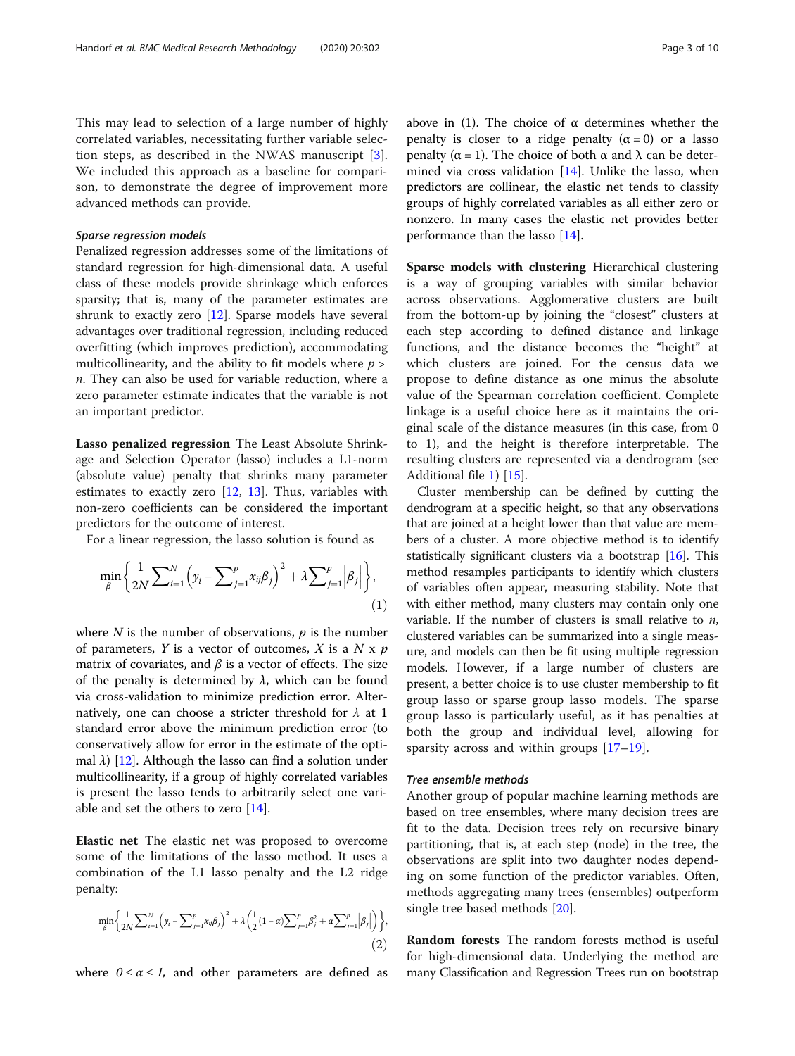This may lead to selection of a large number of highly correlated variables, necessitating further variable selection steps, as described in the NWAS manuscript [3]. We included this approach as a baseline for comparison, to demonstrate the degree of improvement more advanced methods can provide.

### *Sparse regression models*

Penalized regression addresses some of the limitations of standard regression for high-dimensional data. A useful class of these models provide shrinkage which enforces sparsity; that is, many of the parameter estimates are shrunk to exactly zero [12]. Sparse models have several advantages over traditional regression, including reduced overfitting (which improves prediction), accommodating multicollinearity, and the ability to fit models where $p > n$. They can also be used for variable reduction, where a zero parameter estimate indicates that the variable is not an important predictor.

**Lasso penalized regression** The Least Absolute Shrinkage and Selection Operator (lasso) uses a L1-norm (absolute value) penalty that shrinks many parameter estimates to exactly zero [12, 13]. Thus, variables with non-zero coefficients can be considered the important predictors for the outcome of interest.

For a linear regression, the lasso solution is found as

$$\min_{\beta}\left\{\frac{1}{2N}\sum\nolimits_{i=1}^{N}\left(y_i-\sum\nolimits_{j=1}^{p}x_{ij}\beta_j\right)^2+\lambda\sum\nolimits_{j=1}^{p}\left|\beta_j\right|\right\}, \tag{1}$$

where $N$ is the number of observations, $p$ is the number of parameters, $Y$ is a vector of outcomes, $X$ is a $N$ x $p$ matrix of covariates, and $\beta$ is a vector of effects. The size of the penalty is determined by $\lambda$, which can be found via cross-validation to minimize prediction error. Alternatively, one can choose a stricter threshold for $\lambda$ at 1 standard error above the minimum prediction error (to conservatively allow for error in the estimate of the optimal $\lambda$) [12]. Although the lasso can find a solution under multicollinearity, if a group of highly correlated variables is present the lasso tends to arbitrarily select one variable and set the others to zero [14].

**Elastic net** The elastic net was proposed to overcome some of the limitations of the lasso method. It uses a combination of the L1 lasso penalty and the L2 ridge penalty:

$$\min_{\beta}\left\{\frac{1}{2N}\sum\nolimits_{i=1}^{N}\left(y_i-\sum\nolimits_{j=1}^{p}x_{ij}\beta_j\right)^2+\lambda\left(\frac{1}{2}(1-\alpha)\sum\nolimits_{j=1}^{p}\beta_j^2+\alpha\sum\nolimits_{j=1}^{p}\left|\beta_j\right|\right)\right\}, \tag{2}$$

where $0 \le \alpha \le 1$, and other parameters are defined as above in (1). The choice of α determines whether the penalty is closer to a ridge penalty (α = 0) or a lasso penalty (α = 1). The choice of both α and λ can be determined via cross validation [14]. Unlike the lasso, when predictors are collinear, the elastic net tends to classify groups of highly correlated variables as all either zero or nonzero. In many cases the elastic net provides better performance than the lasso [14].

**Sparse models with clustering** Hierarchical clustering is a way of grouping variables with similar behavior across observations. Agglomerative clusters are built from the bottom-up by joining the "closest" clusters at each step according to defined distance and linkage functions, and the distance becomes the "height" at which clusters are joined. For the census data we propose to define distance as one minus the absolute value of the Spearman correlation coefficient. Complete linkage is a useful choice here as it maintains the original scale of the distance measures (in this case, from 0 to 1), and the height is therefore interpretable. The resulting clusters are represented via a dendrogram (see Additional file 1) [15].

Cluster membership can be defined by cutting the dendrogram at a specific height, so that any observations that are joined at a height lower than that value are members of a cluster. A more objective method is to identify statistically significant clusters via a bootstrap [16]. This method resamples participants to identify which clusters of variables often appear, measuring stability. Note that with either method, many clusters may contain only one variable. If the number of clusters is small relative to $n$, clustered variables can be summarized into a single measure, and models can then be fit using multiple regression models. However, if a large number of clusters are present, a better choice is to use cluster membership to fit group lasso or sparse group lasso models. The sparse group lasso is particularly useful, as it has penalties at both the group and individual level, allowing for sparsity across and within groups [17–19].

### *Tree ensemble methods*

Another group of popular machine learning methods are based on tree ensembles, where many decision trees are fit to the data. Decision trees rely on recursive binary partitioning, that is, at each step (node) in the tree, the observations are split into two daughter nodes depending on some function of the predictor variables. Often, methods aggregating many trees (ensembles) outperform single tree based methods [20].

**Random forests** The random forests method is useful for high-dimensional data. Underlying the method are many Classification and Regression Trees run on bootstrap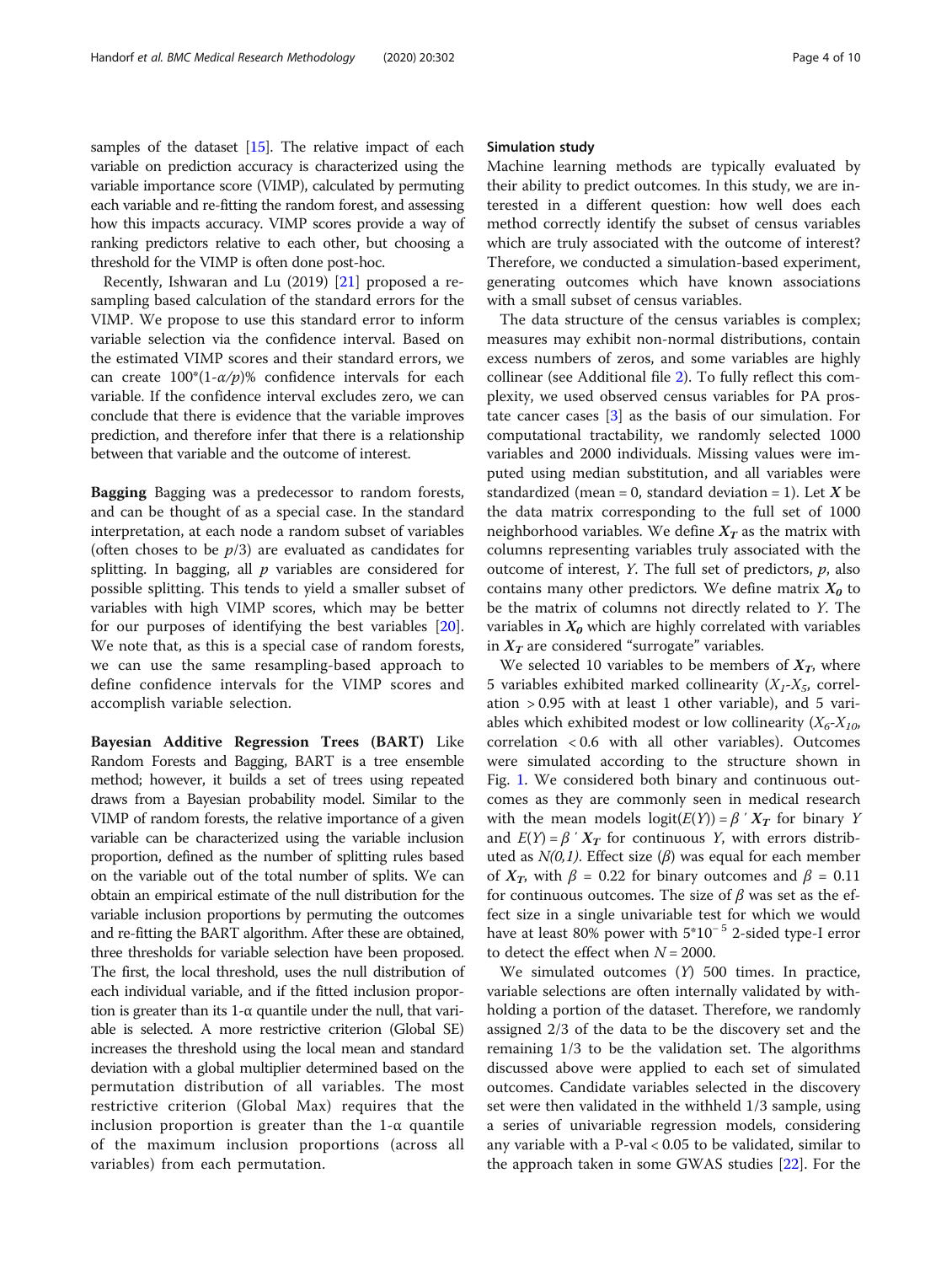samples of the dataset [15]. The relative impact of each variable on prediction accuracy is characterized using the variable importance score (VIMP), calculated by permuting each variable and re-fitting the random forest, and assessing how this impacts accuracy. VIMP scores provide a way of ranking predictors relative to each other, but choosing a threshold for the VIMP is often done post-hoc.

Recently, Ishwaran and Lu (2019) [21] proposed a resampling based calculation of the standard errors for the VIMP. We propose to use this standard error to inform variable selection via the confidence interval. Based on the estimated VIMP scores and their standard errors, we can create $100*(1\text{-}\alpha/p)\%$ confidence intervals for each variable. If the confidence interval excludes zero, we can conclude that there is evidence that the variable improves prediction, and therefore infer that there is a relationship between that variable and the outcome of interest.

**Bagging** Bagging was a predecessor to random forests, and can be thought of as a special case. In the standard interpretation, at each node a random subset of variables (often choses to be $p/3$) are evaluated as candidates for splitting. In bagging, all $p$ variables are considered for possible splitting. This tends to yield a smaller subset of variables with high VIMP scores, which may be better for our purposes of identifying the best variables [20]. We note that, as this is a special case of random forests, we can use the same resampling-based approach to define confidence intervals for the VIMP scores and accomplish variable selection.

**Bayesian Additive Regression Trees (BART)** Like Random Forests and Bagging, BART is a tree ensemble method; however, it builds a set of trees using repeated draws from a Bayesian probability model. Similar to the VIMP of random forests, the relative importance of a given variable can be characterized using the variable inclusion proportion, defined as the number of splitting rules based on the variable out of the total number of splits. We can obtain an empirical estimate of the null distribution for the variable inclusion proportions by permuting the outcomes and re-fitting the BART algorithm. After these are obtained, three thresholds for variable selection have been proposed. The first, the local threshold, uses the null distribution of each individual variable, and if the fitted inclusion proportion is greater than its 1-α quantile under the null, that variable is selected. A more restrictive criterion (Global SE) increases the threshold using the local mean and standard deviation with a global multiplier determined based on the permutation distribution of all variables. The most restrictive criterion (Global Max) requires that the inclusion proportion is greater than the 1-α quantile of the maximum inclusion proportions (across all variables) from each permutation.

### Simulation study

Machine learning methods are typically evaluated by their ability to predict outcomes. In this study, we are interested in a different question: how well does each method correctly identify the subset of census variables which are truly associated with the outcome of interest? Therefore, we conducted a simulation-based experiment, generating outcomes which have known associations with a small subset of census variables.

The data structure of the census variables is complex; measures may exhibit non-normal distributions, contain excess numbers of zeros, and some variables are highly collinear (see Additional file 2). To fully reflect this complexity, we used observed census variables for PA prostate cancer cases [3] as the basis of our simulation. For computational tractability, we randomly selected 1000 variables and 2000 individuals. Missing values were imputed using median substitution, and all variables were standardized (mean = 0, standard deviation = 1). Let $\boldsymbol{X}$ be the data matrix corresponding to the full set of 1000 neighborhood variables. We define $\boldsymbol{X_T}$ as the matrix with columns representing variables truly associated with the outcome of interest, $Y$. The full set of predictors, $p$, also contains many other predictors. We define matrix $\boldsymbol{X_0}$ to be the matrix of columns not directly related to $Y$. The variables in $\boldsymbol{X_0}$ which are highly correlated with variables in $\boldsymbol{X_T}$ are considered "surrogate" variables.

We selected 10 variables to be members of $\boldsymbol{X_T}$, where 5 variables exhibited marked collinearity ($X_1$-$X_5$, correlation > 0.95 with at least 1 other variable), and 5 variables which exhibited modest or low collinearity ($X_6$-$X_{10}$, correlation < 0.6 with all other variables). Outcomes were simulated according to the structure shown in Fig. 1. We considered both binary and continuous outcomes as they are commonly seen in medical research with the mean models $\text{logit}(E(Y)) = \beta\,'\boldsymbol{X_T}$ for binary $Y$ and $E(Y) = \beta\,'\boldsymbol{X_T}$ for continuous $Y$, with errors distributed as $N(0,1)$. Effect size ($\beta$) was equal for each member of $\boldsymbol{X_T}$, with $\beta$ = 0.22 for binary outcomes and $\beta$ = 0.11 for continuous outcomes. The size of $\beta$ was set as the effect size in a single univariable test for which we would have at least 80% power with $5*10^{-5}$ 2-sided type-I error to detect the effect when $N$ = 2000.

We simulated outcomes ($Y$) 500 times. In practice, variable selections are often internally validated by withholding a portion of the dataset. Therefore, we randomly assigned 2/3 of the data to be the discovery set and the remaining 1/3 to be the validation set. The algorithms discussed above were applied to each set of simulated outcomes. Candidate variables selected in the discovery set were then validated in the withheld 1/3 sample, using a series of univariable regression models, considering any variable with a P-val < 0.05 to be validated, similar to the approach taken in some GWAS studies [22]. For the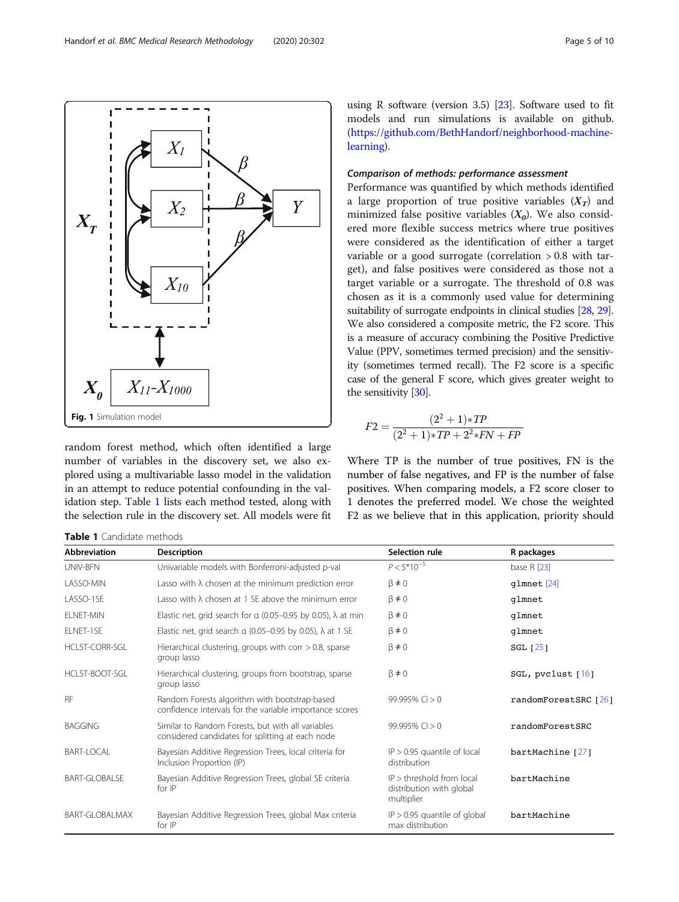Fig. 1 Simulation model

random forest method, which often identified a large number of variables in the discovery set, we also explored using a multivariable lasso model in the validation in an attempt to reduce potential confounding in the validation step. Table 1 lists each method tested, along with the selection rule in the discovery set. All models were fit using R software (version 3.5) [23]. Software used to fit models and run simulations is available on github. (https://github.com/BethHandorf/neighborhood-machine-learning).

**Table 1** Candidate methods

| Abbreviation | Description | Selection rule | R packages |
|---|---|---|---|
| UNIV-BFN | Univariable models with Bonferroni-adjusted p-val | $P < 5*10^{-5}$ | base R [23] |
| LASSO-MIN | Lasso with λ chosen at the minimum prediction error | β ≠ 0 | `glmnet` [24] |
| LASSO-1SE | Lasso with λ chosen at 1 SE above the minimum error | β ≠ 0 | `glmnet` |
| ELNET-MIN | Elastic net, grid search for α (0.05–0.95 by 0.05), λ at min | β ≠ 0 | `glmnet` |
| ELNET-1SE | Elastic net, grid search α (0.05–0.95 by 0.05), λ at 1 SE | β ≠ 0 | `glmnet` |
| HCLST-CORR-SGL | Hierarchical clustering, groups with corr > 0.8, sparse group lasso | β ≠ 0 | `SGL` [25] |
| HCLST-BOOT-SGL | Hierarchical clustering, groups from bootstrap, sparse group lasso | β ≠ 0 | `SGL`, `pvclust` [16] |
| RF | Random Forests algorithm with bootstrap-based confidence intervals for the variable importance scores | 99.995% CI > 0 | `randomForestSRC` [26] |
| BAGGING | Similar to Random Forests, but with all variables considered candidates for splitting at each node | 99.995% CI > 0 | `randomForestSRC` |
| BART-LOCAL | Bayesian Additive Regression Trees, local criteria for Inclusion Proportion (IP) | IP > 0.95 quantile of local distribution | `bartMachine` [27] |
| BART-GLOBALSE | Bayesian Additive Regression Trees, global SE criteria for IP | IP > threshold from local distribution with global multiplier | `bartMachine` |
| BART-GLOBALMAX | Bayesian Additive Regression Trees, global Max criteria for IP | IP > 0.95 quantile of global max distribution | `bartMachine` |

### Comparison of methods: performance assessment

Performance was quantified by which methods identified a large proportion of true positive variables ($X_T$) and minimized false positive variables ($X_0$). We also considered more flexible success metrics where true positives were considered as the identification of either a target variable or a good surrogate (correlation > 0.8 with target), and false positives were considered as those not a target variable or a surrogate. The threshold of 0.8 was chosen as it is a commonly used value for determining suitability of surrogate endpoints in clinical studies [28, 29]. We also considered a composite metric, the F2 score. This is a measure of accuracy combining the Positive Predictive Value (PPV, sometimes termed precision) and the sensitivity (sometimes termed recall). The F2 score is a specific case of the general F score, which gives greater weight to the sensitivity [30].

$$F2 = \frac{(2^2+1)*TP}{(2^2+1)*TP + 2^2*FN + FP}$$

Where TP is the number of true positives, FN is the number of false negatives, and FP is the number of false positives. When comparing models, a F2 score closer to 1 denotes the preferred model. We chose the weighted F2 as we believe that in this application, priority should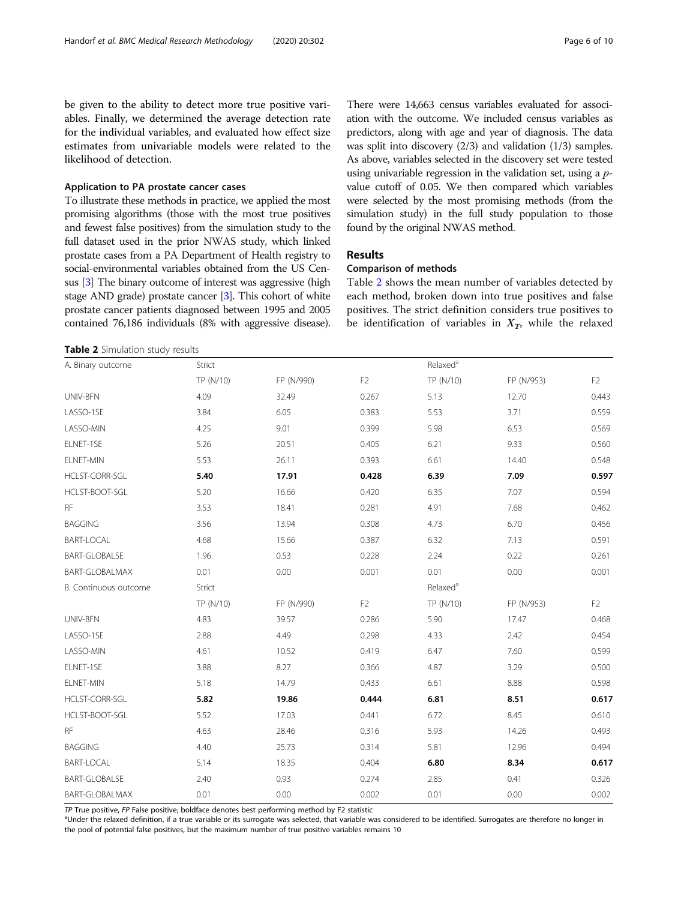be given to the ability to detect more true positive variables. Finally, we determined the average detection rate for the individual variables, and evaluated how effect size estimates from univariable models were related to the likelihood of detection.

### Application to PA prostate cancer cases

To illustrate these methods in practice, we applied the most promising algorithms (those with the most true positives and fewest false positives) from the simulation study to the full dataset used in the prior NWAS study, which linked prostate cases from a PA Department of Health registry to social-environmental variables obtained from the US Census [3] The binary outcome of interest was aggressive (high stage AND grade) prostate cancer [3]. This cohort of white prostate cancer patients diagnosed between 1995 and 2005 contained 76,186 individuals (8% with aggressive disease). There were 14,663 census variables evaluated for association with the outcome. We included census variables as predictors, along with age and year of diagnosis. The data was split into discovery (2/3) and validation (1/3) samples. As above, variables selected in the discovery set were tested using univariable regression in the validation set, using a $p$-value cutoff of 0.05. We then compared which variables were selected by the most promising methods (from the simulation study) in the full study population to those found by the original NWAS method.

## Results

### Comparison of methods

Table 2 shows the mean number of variables detected by each method, broken down into true positives and false positives. The strict definition considers true positives to be identification of variables in $X_T$, while the relaxed

**Table 2** Simulation study results

| A. Binary outcome | Strict | | | Relaxed[a] | | |
|---|---|---|---|---|---|---|
| | TP (N/10) | FP (N/990) | F2 | TP (N/10) | FP (N/953) | F2 |
| UNIV-BFN | 4.09 | 32.49 | 0.267 | 5.13 | 12.70 | 0.443 |
| LASSO-1SE | 3.84 | 6.05 | 0.383 | 5.53 | 3.71 | 0.559 |
| LASSO-MIN | 4.25 | 9.01 | 0.399 | 5.98 | 6.53 | 0.569 |
| ELNET-1SE | 5.26 | 20.51 | 0.405 | 6.21 | 9.33 | 0.560 |
| ELNET-MIN | 5.53 | 26.11 | 0.393 | 6.61 | 14.40 | 0.548 |
| HCLST-CORR-SGL | **5.40** | **17.91** | **0.428** | **6.39** | **7.09** | **0.597** |
| HCLST-BOOT-SGL | 5.20 | 16.66 | 0.420 | 6.35 | 7.07 | 0.594 |
| RF | 3.53 | 18.41 | 0.281 | 4.91 | 7.68 | 0.462 |
| BAGGING | 3.56 | 13.94 | 0.308 | 4.73 | 6.70 | 0.456 |
| BART-LOCAL | 4.68 | 15.66 | 0.387 | 6.32 | 7.13 | 0.591 |
| BART-GLOBALSE | 1.96 | 0.53 | 0.228 | 2.24 | 0.22 | 0.261 |
| BART-GLOBALMAX | 0.01 | 0.00 | 0.001 | 0.01 | 0.00 | 0.001 |
| **B. Continuous outcome** | Strict | | | Relaxed[a] | | |
| | TP (N/10) | FP (N/990) | F2 | TP (N/10) | FP (N/953) | F2 |
| UNIV-BFN | 4.83 | 39.57 | 0.286 | 5.90 | 17.47 | 0.468 |
| LASSO-1SE | 2.88 | 4.49 | 0.298 | 4.33 | 2.42 | 0.454 |
| LASSO-MIN | 4.61 | 10.52 | 0.419 | 6.47 | 7.60 | 0.599 |
| ELNET-1SE | 3.88 | 8.27 | 0.366 | 4.87 | 3.29 | 0.500 |
| ELNET-MIN | 5.18 | 14.79 | 0.433 | 6.61 | 8.88 | 0.598 |
| HCLST-CORR-SGL | **5.82** | **19.86** | **0.444** | **6.81** | **8.51** | **0.617** |
| HCLST-BOOT-SGL | 5.52 | 17.03 | 0.441 | 6.72 | 8.45 | 0.610 |
| RF | 4.63 | 28.46 | 0.316 | 5.93 | 14.26 | 0.493 |
| BAGGING | 4.40 | 25.73 | 0.314 | 5.81 | 12.96 | 0.494 |
| BART-LOCAL | 5.14 | 18.35 | 0.404 | **6.80** | **8.34** | **0.617** |
| BART-GLOBALSE | 2.40 | 0.93 | 0.274 | 2.85 | 0.41 | 0.326 |
| BART-GLOBALMAX | 0.01 | 0.00 | 0.002 | 0.01 | 0.00 | 0.002 |

*TP* True positive, *FP* False positive; boldface denotes best performing method by F2 statistic

[a]Under the relaxed definition, if a true variable or its surrogate was selected, that variable was considered to be identified. Surrogates are therefore no longer in the pool of potential false positives, but the maximum number of true positive variables remains 10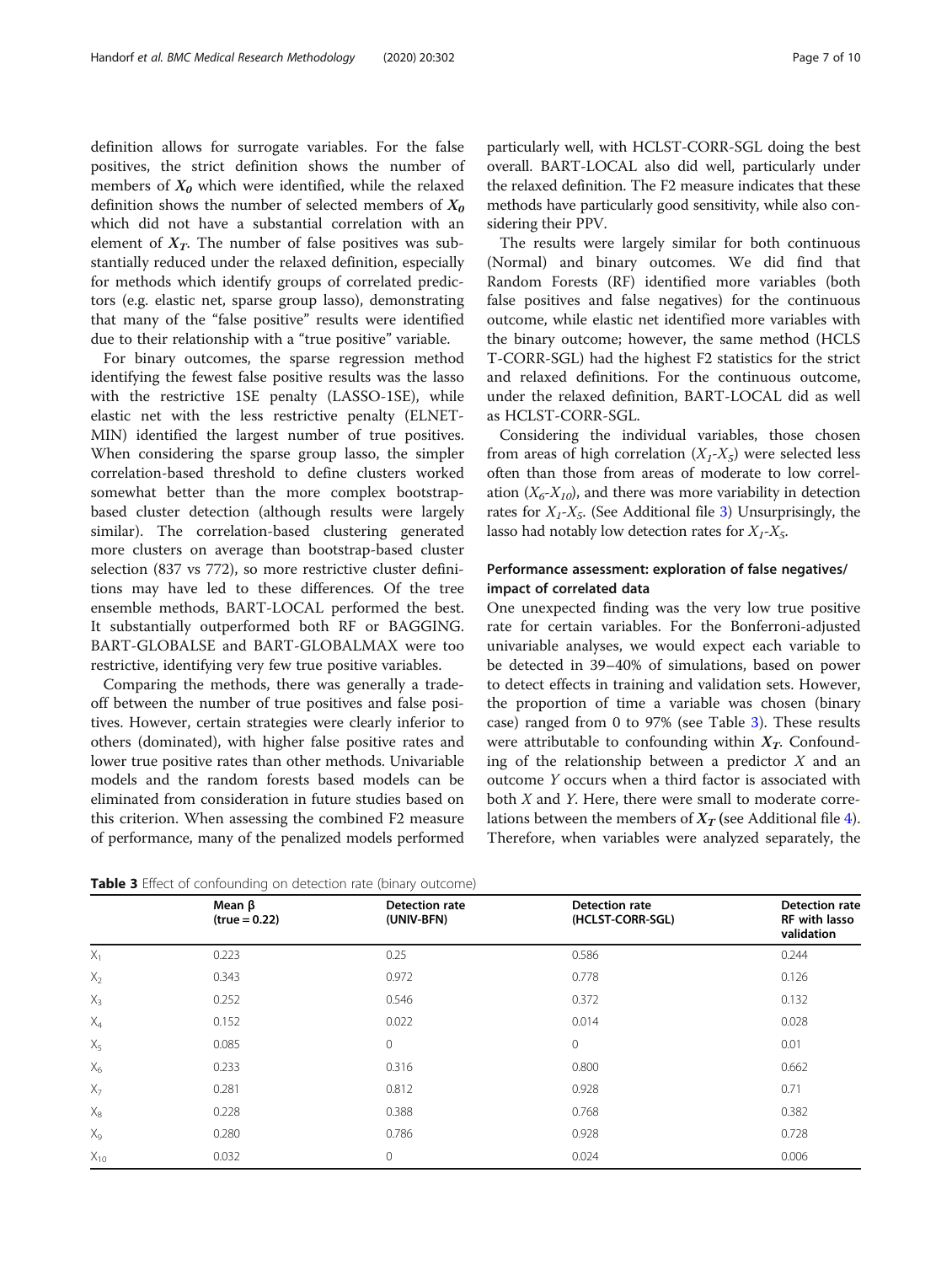definition allows for surrogate variables. For the false positives, the strict definition shows the number of members of $X_0$ which were identified, while the relaxed definition shows the number of selected members of $X_0$ which did not have a substantial correlation with an element of $X_T$. The number of false positives was substantially reduced under the relaxed definition, especially for methods which identify groups of correlated predictors (e.g. elastic net, sparse group lasso), demonstrating that many of the "false positive" results were identified due to their relationship with a "true positive" variable.

For binary outcomes, the sparse regression method identifying the fewest false positive results was the lasso with the restrictive 1SE penalty (LASSO-1SE), while elastic net with the less restrictive penalty (ELNET-MIN) identified the largest number of true positives. When considering the sparse group lasso, the simpler correlation-based threshold to define clusters worked somewhat better than the more complex bootstrap-based cluster detection (although results were largely similar). The correlation-based clustering generated more clusters on average than bootstrap-based cluster selection (837 vs 772), so more restrictive cluster definitions may have led to these differences. Of the tree ensemble methods, BART-LOCAL performed the best. It substantially outperformed both RF or BAGGING. BART-GLOBALSE and BART-GLOBALMAX were too restrictive, identifying very few true positive variables.

Comparing the methods, there was generally a tradeoff between the number of true positives and false positives. However, certain strategies were clearly inferior to others (dominated), with higher false positive rates and lower true positive rates than other methods. Univariable models and the random forests based models can be eliminated from consideration in future studies based on this criterion. When assessing the combined F2 measure of performance, many of the penalized models performed particularly well, with HCLST-CORR-SGL doing the best overall. BART-LOCAL also did well, particularly under the relaxed definition. The F2 measure indicates that these methods have particularly good sensitivity, while also considering their PPV.

The results were largely similar for both continuous (Normal) and binary outcomes. We did find that Random Forests (RF) identified more variables (both false positives and false negatives) for the continuous outcome, while elastic net identified more variables with the binary outcome; however, the same method (HCLST-CORR-SGL) had the highest F2 statistics for the strict and relaxed definitions. For the continuous outcome, under the relaxed definition, BART-LOCAL did as well as HCLST-CORR-SGL.

Considering the individual variables, those chosen from areas of high correlation ($X_1$-$X_5$) were selected less often than those from areas of moderate to low correlation ($X_6$-$X_{10}$), and there was more variability in detection rates for $X_1$-$X_5$. (See Additional file 3) Unsurprisingly, the lasso had notably low detection rates for $X_1$-$X_5$.

### Performance assessment: exploration of false negatives/impact of correlated data

One unexpected finding was the very low true positive rate for certain variables. For the Bonferroni-adjusted univariable analyses, we would expect each variable to be detected in 39–40% of simulations, based on power to detect effects in training and validation sets. However, the proportion of time a variable was chosen (binary case) ranged from 0 to 97% (see Table 3). These results were attributable to confounding within $X_T$. Confounding of the relationship between a predictor $X$ and an outcome $Y$ occurs when a third factor is associated with both $X$ and $Y$. Here, there were small to moderate correlations between the members of $X_T$ (see Additional file 4). Therefore, when variables were analyzed separately, the

**Table 3** Effect of confounding on detection rate (binary outcome)

| | Mean β (true = 0.22) | Detection rate (UNIV-BFN) | Detection rate (HCLST-CORR-SGL) | Detection rate RF with lasso validation |
|---|---|---|---|---|
| $X_1$ | 0.223 | 0.25 | 0.586 | 0.244 |
| $X_2$ | 0.343 | 0.972 | 0.778 | 0.126 |
| $X_3$ | 0.252 | 0.546 | 0.372 | 0.132 |
| $X_4$ | 0.152 | 0.022 | 0.014 | 0.028 |
| $X_5$ | 0.085 | 0 | 0 | 0.01 |
| $X_6$ | 0.233 | 0.316 | 0.800 | 0.662 |
| $X_7$ | 0.281 | 0.812 | 0.928 | 0.71 |
| $X_8$ | 0.228 | 0.388 | 0.768 | 0.382 |
| $X_9$ | 0.280 | 0.786 | 0.928 | 0.728 |
| $X_{10}$ | 0.032 | 0 | 0.024 | 0.006 |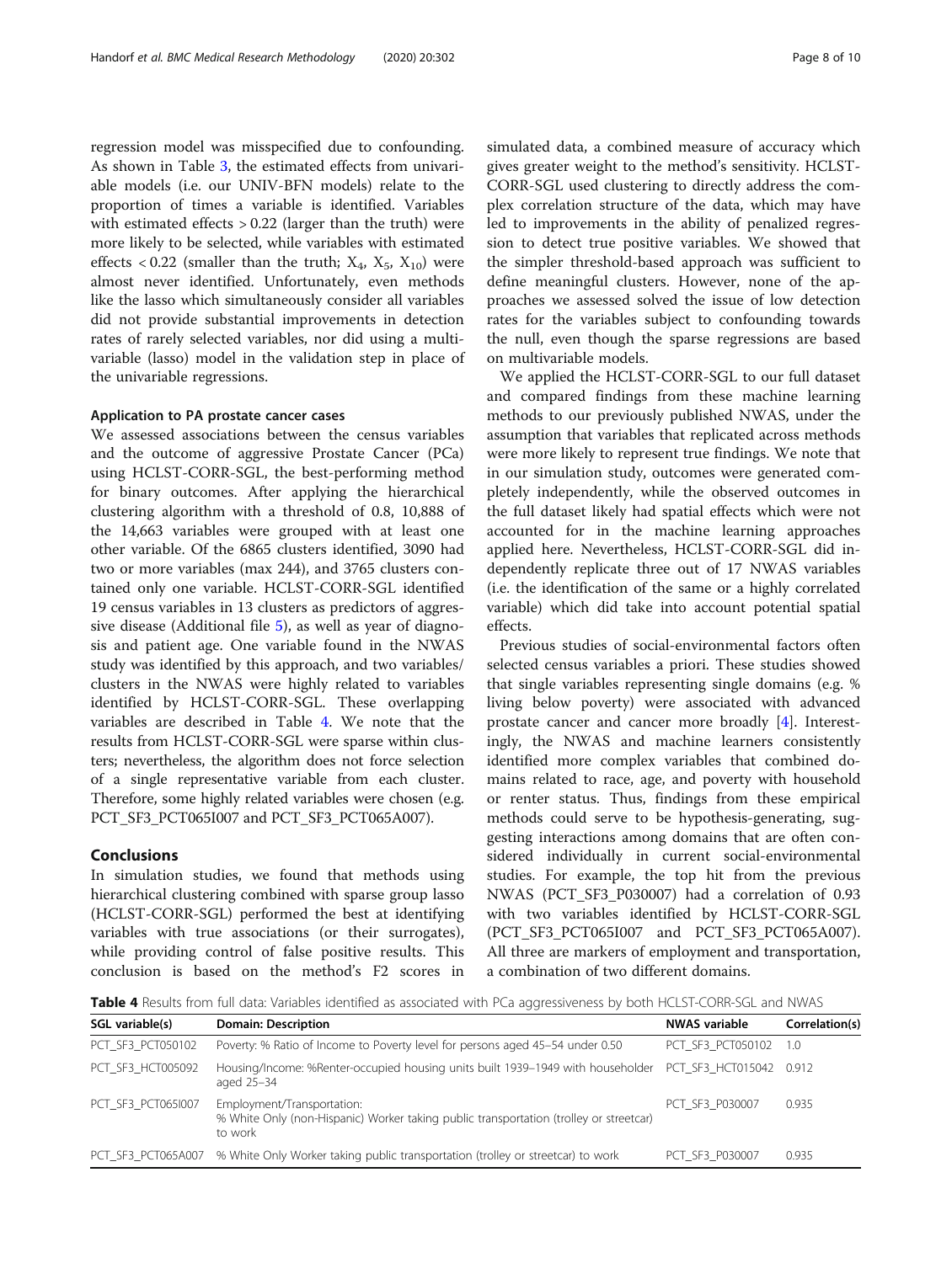regression model was misspecified due to confounding. As shown in Table 3, the estimated effects from univariable models (i.e. our UNIV-BFN models) relate to the proportion of times a variable is identified. Variables with estimated effects > 0.22 (larger than the truth) were more likely to be selected, while variables with estimated effects < 0.22 (smaller than the truth; $X_4$, $X_5$, $X_{10}$) were almost never identified. Unfortunately, even methods like the lasso which simultaneously consider all variables did not provide substantial improvements in detection rates of rarely selected variables, nor did using a multivariable (lasso) model in the validation step in place of the univariable regressions.

### Application to PA prostate cancer cases

We assessed associations between the census variables and the outcome of aggressive Prostate Cancer (PCa) using HCLST-CORR-SGL, the best-performing method for binary outcomes. After applying the hierarchical clustering algorithm with a threshold of 0.8, 10,888 of the 14,663 variables were grouped with at least one other variable. Of the 6865 clusters identified, 3090 had two or more variables (max 244), and 3765 clusters contained only one variable. HCLST-CORR-SGL identified 19 census variables in 13 clusters as predictors of aggressive disease (Additional file 5), as well as year of diagnosis and patient age. One variable found in the NWAS study was identified by this approach, and two variables/clusters in the NWAS were highly related to variables identified by HCLST-CORR-SGL. These overlapping variables are described in Table 4. We note that the results from HCLST-CORR-SGL were sparse within clusters; nevertheless, the algorithm does not force selection of a single representative variable from each cluster. Therefore, some highly related variables were chosen (e.g. PCT_SF3_PCT065I007 and PCT_SF3_PCT065A007).

## Conclusions

In simulation studies, we found that methods using hierarchical clustering combined with sparse group lasso (HCLST-CORR-SGL) performed the best at identifying variables with true associations (or their surrogates), while providing control of false positive results. This conclusion is based on the method's F2 scores in simulated data, a combined measure of accuracy which gives greater weight to the method's sensitivity. HCLST-CORR-SGL used clustering to directly address the complex correlation structure of the data, which may have led to improvements in the ability of penalized regression to detect true positive variables. We showed that the simpler threshold-based approach was sufficient to define meaningful clusters. However, none of the approaches we assessed solved the issue of low detection rates for the variables subject to confounding towards the null, even though the sparse regressions are based on multivariable models.

We applied the HCLST-CORR-SGL to our full dataset and compared findings from these machine learning methods to our previously published NWAS, under the assumption that variables that replicated across methods were more likely to represent true findings. We note that in our simulation study, outcomes were generated completely independently, while the observed outcomes in the full dataset likely had spatial effects which were not accounted for in the machine learning approaches applied here. Nevertheless, HCLST-CORR-SGL did independently replicate three out of 17 NWAS variables (i.e. the identification of the same or a highly correlated variable) which did take into account potential spatial effects.

Previous studies of social-environmental factors often selected census variables a priori. These studies showed that single variables representing single domains (e.g. % living below poverty) were associated with advanced prostate cancer and cancer more broadly [4]. Interestingly, the NWAS and machine learners consistently identified more complex variables that combined domains related to race, age, and poverty with household or renter status. Thus, findings from these empirical methods could serve to be hypothesis-generating, suggesting interactions among domains that are often considered individually in current social-environmental studies. For example, the top hit from the previous NWAS (PCT_SF3_P030007) had a correlation of 0.93 with two variables identified by HCLST-CORR-SGL (PCT_SF3_PCT065I007 and PCT_SF3_PCT065A007). All three are markers of employment and transportation, a combination of two different domains.

**Table 4** Results from full data: Variables identified as associated with PCa aggressiveness by both HCLST-CORR-SGL and NWAS

| SGL variable(s) | Domain: Description | NWAS variable | Correlation(s) |
|---|---|---|---|
| PCT_SF3_PCT050102 | Poverty: % Ratio of Income to Poverty level for persons aged 45–54 under 0.50 | PCT_SF3_PCT050102 | 1.0 |
| PCT_SF3_HCT005092 | Housing/Income: %Renter-occupied housing units built 1939–1949 with householder aged 25–34 | PCT_SF3_HCT015042 | 0.912 |
| PCT_SF3_PCT065I007 | Employment/Transportation: % White Only (non-Hispanic) Worker taking public transportation (trolley or streetcar) to work | PCT_SF3_P030007 | 0.935 |
| PCT_SF3_PCT065A007 | % White Only Worker taking public transportation (trolley or streetcar) to work | PCT_SF3_P030007 | 0.935 |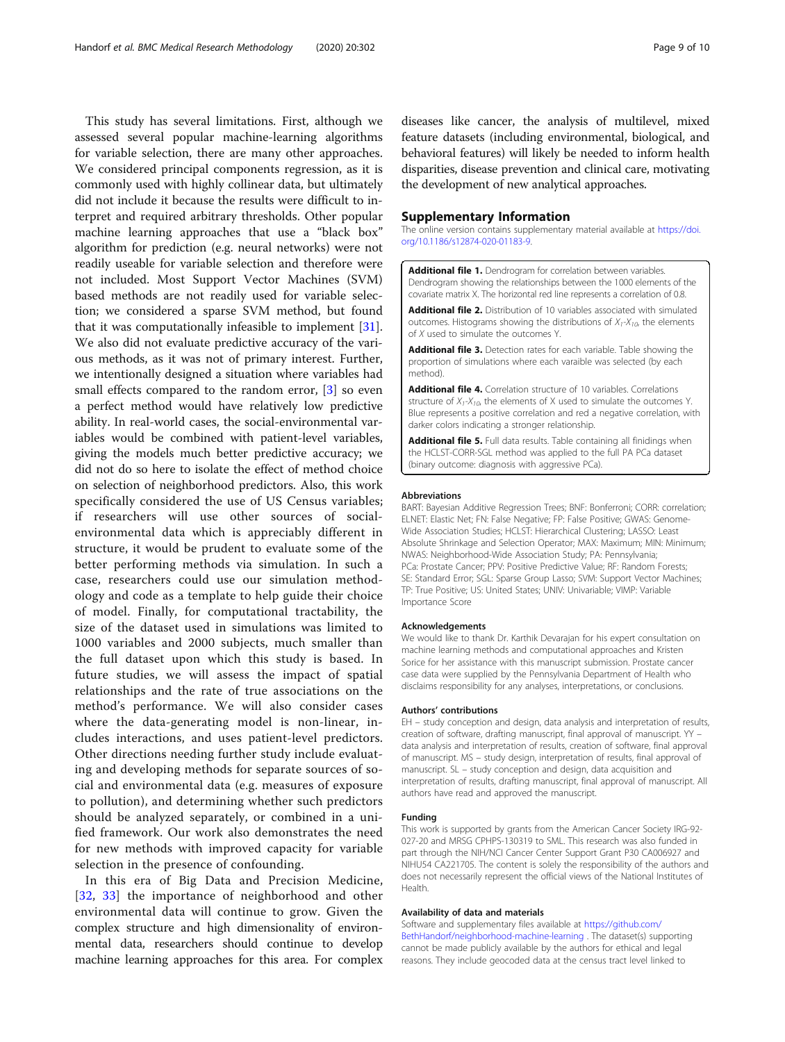This study has several limitations. First, although we assessed several popular machine-learning algorithms for variable selection, there are many other approaches. We considered principal components regression, as it is commonly used with highly collinear data, but ultimately did not include it because the results were difficult to interpret and required arbitrary thresholds. Other popular machine learning approaches that use a "black box" algorithm for prediction (e.g. neural networks) were not readily useable for variable selection and therefore were not included. Most Support Vector Machines (SVM) based methods are not readily used for variable selection; we considered a sparse SVM method, but found that it was computationally infeasible to implement [31]. We also did not evaluate predictive accuracy of the various methods, as it was not of primary interest. Further, we intentionally designed a situation where variables had small effects compared to the random error, [3] so even a perfect method would have relatively low predictive ability. In real-world cases, the social-environmental variables would be combined with patient-level variables, giving the models much better predictive accuracy; we did not do so here to isolate the effect of method choice on selection of neighborhood predictors. Also, this work specifically considered the use of US Census variables; if researchers will use other sources of social-environmental data which is appreciably different in structure, it would be prudent to evaluate some of the better performing methods via simulation. In such a case, researchers could use our simulation methodology and code as a template to help guide their choice of model. Finally, for computational tractability, the size of the dataset used in simulations was limited to 1000 variables and 2000 subjects, much smaller than the full dataset upon which this study is based. In future studies, we will assess the impact of spatial relationships and the rate of true associations on the method's performance. We will also consider cases where the data-generating model is non-linear, includes interactions, and uses patient-level predictors. Other directions needing further study include evaluating and developing methods for separate sources of social and environmental data (e.g. measures of exposure to pollution), and determining whether such predictors should be analyzed separately, or combined in a unified framework. Our work also demonstrates the need for new methods with improved capacity for variable selection in the presence of confounding.

In this era of Big Data and Precision Medicine, [32, 33] the importance of neighborhood and other environmental data will continue to grow. Given the complex structure and high dimensionality of environmental data, researchers should continue to develop machine learning approaches for this area. For complex diseases like cancer, the analysis of multilevel, mixed feature datasets (including environmental, biological, and behavioral features) will likely be needed to inform health disparities, disease prevention and clinical care, motivating the development of new analytical approaches.

## Supplementary Information

The online version contains supplementary material available at https://doi.org/10.1186/s12874-020-01183-9.

**Additional file 1.** Dendrogram for correlation between variables. Dendrogram showing the relationships between the 1000 elements of the covariate matrix X. The horizontal red line represents a correlation of 0.8.

**Additional file 2.** Distribution of 10 variables associated with simulated outcomes. Histograms showing the distributions of $X_1$-$X_{10}$, the elements of X used to simulate the outcomes Y.

**Additional file 3.** Detection rates for each variable. Table showing the proportion of simulations where each varaible was selected (by each method).

**Additional file 4.** Correlation structure of 10 variables. Correlations structure of $X_1$-$X_{10}$, the elements of X used to simulate the outcomes Y. Blue represents a positive correlation and red a negative correlation, with darker colors indicating a stronger relationship.

**Additional file 5.** Full data results. Table containing all finidings when the HCLST-CORR-SGL method was applied to the full PA PCa dataset (binary outcome: diagnosis with aggressive PCa).

### Abbreviations

BART: Bayesian Additive Regression Trees; BNF: Bonferroni; CORR: correlation; ELNET: Elastic Net; FN: False Negative; FP: False Positive; GWAS: Genome-Wide Association Studies; HCLST: Hierarchical Clustering; LASSO: Least Absolute Shrinkage and Selection Operator; MAX: Maximum; MIN: Minimum; NWAS: Neighborhood-Wide Association Study; PA: Pennsylvania; PCa: Prostate Cancer; PPV: Positive Predictive Value; RF: Random Forests; SE: Standard Error; SGL: Sparse Group Lasso; SVM: Support Vector Machines; TP: True Positive; US: United States; UNIV: Univariable; VIMP: Variable Importance Score

### Acknowledgements

We would like to thank Dr. Karthik Devarajan for his expert consultation on machine learning methods and computational approaches and Kristen Sorice for her assistance with this manuscript submission. Prostate cancer case data were supplied by the Pennsylvania Department of Health who disclaims responsibility for any analyses, interpretations, or conclusions.

### Authors' contributions

EH – study conception and design, data analysis and interpretation of results, creation of software, drafting manuscript, final approval of manuscript. YY – data analysis and interpretation of results, creation of software, final approval of manuscript. MS – study design, interpretation of results, final approval of manuscript. SL – study conception and design, data acquisition and interpretation of results, drafting manuscript, final approval of manuscript. All authors have read and approved the manuscript.

### Funding

This work is supported by grants from the American Cancer Society IRG-92-027-20 and MRSG CPHPS-130319 to SML. This research was also funded in part through the NIH/NCI Cancer Center Support Grant P30 CA006927 and NIHU54 CA221705. The content is solely the responsibility of the authors and does not necessarily represent the official views of the National Institutes of Health.

### Availability of data and materials

Software and supplementary files available at https://github.com/BethHandorf/neighborhood-machine-learning . The dataset(s) supporting cannot be made publicly available by the authors for ethical and legal reasons. They include geocoded data at the census tract level linked to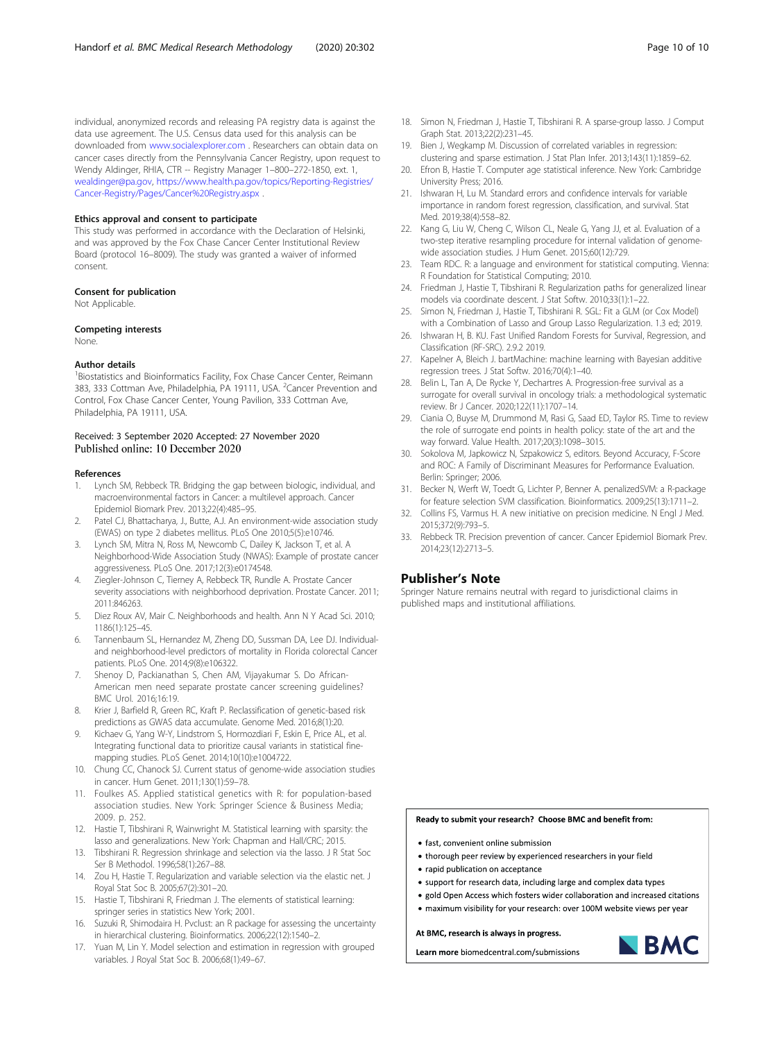individual, anonymized records and releasing PA registry data is against the data use agreement. The U.S. Census data used for this analysis can be downloaded from www.socialexplorer.com . Researchers can obtain data on cancer cases directly from the Pennsylvania Cancer Registry, upon request to Wendy Aldinger, RHIA, CTR -- Registry Manager 1–800–272-1850, ext. 1, wealdinger@pa.gov, https://www.health.pa.gov/topics/Reporting-Registries/Cancer-Registry/Pages/Cancer%20Registry.aspx .

### Ethics approval and consent to participate

This study was performed in accordance with the Declaration of Helsinki, and was approved by the Fox Chase Cancer Center Institutional Review Board (protocol 16–8009). The study was granted a waiver of informed consent.

### Consent for publication

Not Applicable.

### Competing interests

None.

### Author details

[1]Biostatistics and Bioinformatics Facility, Fox Chase Cancer Center, Reimann 383, 333 Cottman Ave, Philadelphia, PA 19111, USA. [2]Cancer Prevention and Control, Fox Chase Cancer Center, Young Pavilion, 333 Cottman Ave, Philadelphia, PA 19111, USA.

Received: 3 September 2020 Accepted: 27 November 2020
Published online: 10 December 2020

### References

1. Lynch SM, Rebbeck TR. Bridging the gap between biologic, individual, and macroenvironmental factors in Cancer: a multilevel approach. Cancer Epidemiol Biomark Prev. 2013;22(4):485–95.
2. Patel CJ, Bhattacharya, J., Butte, A.J. An environment-wide association study (EWAS) on type 2 diabetes mellitus. PLoS One 2010;5(5):e10746.
3. Lynch SM, Mitra N, Ross M, Newcomb C, Dailey K, Jackson T, et al. A Neighborhood-Wide Association Study (NWAS): Example of prostate cancer aggressiveness. PLoS One. 2017;12(3):e0174548.
4. Ziegler-Johnson C, Tierney A, Rebbeck TR, Rundle A. Prostate Cancer severity associations with neighborhood deprivation. Prostate Cancer. 2011; 2011:846263.
5. Diez Roux AV, Mair C. Neighborhoods and health. Ann N Y Acad Sci. 2010; 1186(1):125–45.
6. Tannenbaum SL, Hernandez M, Zheng DD, Sussman DA, Lee DJ. Individual- and neighborhood-level predictors of mortality in Florida colorectal Cancer patients. PLoS One. 2014;9(8):e106322.
7. Shenoy D, Packianathan S, Chen AM, Vijayakumar S. Do African-American men need separate prostate cancer screening guidelines? BMC Urol. 2016;16:19.
8. Krier J, Barfield R, Green RC, Kraft P. Reclassification of genetic-based risk predictions as GWAS data accumulate. Genome Med. 2016;8(1):20.
9. Kichaev G, Yang W-Y, Lindstrom S, Hormozdiari F, Eskin E, Price AL, et al. Integrating functional data to prioritize causal variants in statistical fine-mapping studies. PLoS Genet. 2014;10(10):e1004722.
10. Chung CC, Chanock SJ. Current status of genome-wide association studies in cancer. Hum Genet. 2011;130(1):59–78.
11. Foulkes AS. Applied statistical genetics with R: for population-based association studies. New York: Springer Science & Business Media; 2009. p. 252.
12. Hastie T, Tibshirani R, Wainwright M. Statistical learning with sparsity: the lasso and generalizations. New York: Chapman and Hall/CRC; 2015.
13. Tibshirani R. Regression shrinkage and selection via the lasso. J R Stat Soc Ser B Methodol. 1996;58(1):267–88.
14. Zou H, Hastie T. Regularization and variable selection via the elastic net. J Royal Stat Soc B. 2005;67(2):301–20.
15. Hastie T, Tibshirani R, Friedman J. The elements of statistical learning: springer series in statistics New York; 2001.
16. Suzuki R, Shimodaira H. Pvclust: an R package for assessing the uncertainty in hierarchical clustering. Bioinformatics. 2006;22(12):1540–2.
17. Yuan M, Lin Y. Model selection and estimation in regression with grouped variables. J Royal Stat Soc B. 2006;68(1):49–67.
18. Simon N, Friedman J, Hastie T, Tibshirani R. A sparse-group lasso. J Comput Graph Stat. 2013;22(2):231–45.
19. Bien J, Wegkamp M. Discussion of correlated variables in regression: clustering and sparse estimation. J Stat Plan Infer. 2013;143(11):1859–62.
20. Efron B, Hastie T. Computer age statistical inference. New York: Cambridge University Press; 2016.
21. Ishwaran H, Lu M. Standard errors and confidence intervals for variable importance in random forest regression, classification, and survival. Stat Med. 2019;38(4):558–82.
22. Kang G, Liu W, Cheng C, Wilson CL, Neale G, Yang JJ, et al. Evaluation of a two-step iterative resampling procedure for internal validation of genome-wide association studies. J Hum Genet. 2015;60(12):729.
23. Team RDC. R: a language and environment for statistical computing. Vienna: R Foundation for Statistical Computing; 2010.
24. Friedman J, Hastie T, Tibshirani R. Regularization paths for generalized linear models via coordinate descent. J Stat Softw. 2010;33(1):1–22.
25. Simon N, Friedman J, Hastie T, Tibshirani R. SGL: Fit a GLM (or Cox Model) with a Combination of Lasso and Group Lasso Regularization. 1.3 ed; 2019.
26. Ishwaran H, B. KU. Fast Unified Random Forests for Survival, Regression, and Classification (RF-SRC). 2.9.2 2019.
27. Kapelner A, Bleich J. bartMachine: machine learning with Bayesian additive regression trees. J Stat Softw. 2016;70(4):1–40.
28. Belin L, Tan A, De Rycke Y, Dechartres A. Progression-free survival as a surrogate for overall survival in oncology trials: a methodological systematic review. Br J Cancer. 2020;122(11):1707–14.
29. Ciania O, Buyse M, Drummond M, Rasi G, Saad ED, Taylor RS. Time to review the role of surrogate end points in health policy: state of the art and the way forward. Value Health. 2017;20(3):1098–3015.
30. Sokolova M, Japkowicz N, Szpakowicz S, editors. Beyond Accuracy, F-Score and ROC: A Family of Discriminant Measures for Performance Evaluation. Berlin: Springer; 2006.
31. Becker N, Werft W, Toedt G, Lichter P, Benner A. penalizedSVM: a R-package for feature selection SVM classification. Bioinformatics. 2009;25(13):1711–2.
32. Collins FS, Varmus H. A new initiative on precision medicine. N Engl J Med. 2015;372(9):793–5.
33. Rebbeck TR. Precision prevention of cancer. Cancer Epidemiol Biomark Prev. 2014;23(12):2713–5.

## Publisher's Note

Springer Nature remains neutral with regard to jurisdictional claims in published maps and institutional affiliations.

**Ready to submit your research? Choose BMC and benefit from:**

- fast, convenient online submission
- thorough peer review by experienced researchers in your field
- rapid publication on acceptance
- support for research data, including large and complex data types
- gold Open Access which fosters wider collaboration and increased citations
- maximum visibility for your research: over 100M website views per year

**At BMC, research is always in progress.**

**Learn more** biomedcentral.com/submissions

BMC